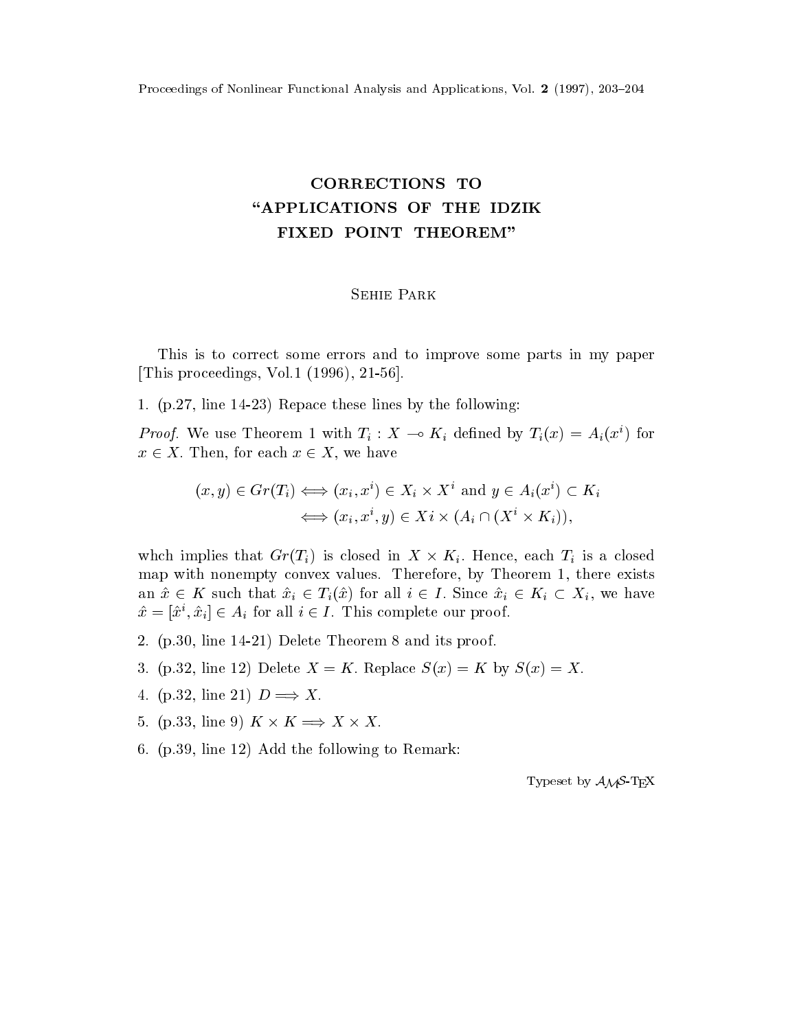# CORRECTIONS TO "APPLICATIONS OF THE IDZIK FIXED POINT THEOREM"

Sehie Park

This is to correct some errors and to improve some parts in my paper [This proceedings, Vol.1 (1996), 21-56].

1. (p.27, line 14-23) Repace these lines by the following:

*Proof.* We use Theorem 1 with $T_i : X \multimap K_i$ defined by $T_i(x) = A_i(x^i)$ for $x \in X$. Then, for each $x \in X$, we have

$$
\begin{aligned}
(x, y) \in Gr(T_i) &\Longleftrightarrow (x_i, x^i) \in X_i \times X^i \text{ and } y \in A_i(x^i) \subset K_i \\
&\Longleftrightarrow (x_i, x^i, y) \in Xi \times (A_i \cap (X^i \times K_i)),
\end{aligned}
$$

whch implies that $Gr(T_i)$ is closed in $X \times K_i$. Hence, each $T_i$ is a closed map with nonempty convex values. Therefore, by Theorem 1, there exists an $\hat{x} \in K$ such that $\hat{x}_i \in T_i(\hat{x})$ for all $i \in I$. Since $\hat{x}_i \in K_i \subset X_i$, we have $\hat{x} = [\hat{x}^i, \hat{x}_i] \in A_i$ for all $i \in I$. This complete our proof.

2. (p.30, line 14-21) Delete Theorem 8 and its proof.

3. (p.32, line 12) Delete $X = K$. Replace $S(x) = K$ by $S(x) = X$.

4. (p.32, line 21) $D \Longrightarrow X$.

5. (p.33, line 9) $K \times K \Longrightarrow X \times X$.

6. (p.39, line 12) Add the following to Remark:

Typeset by $\mathcal{A}\mathcal{M}\mathcal{S}$-TEX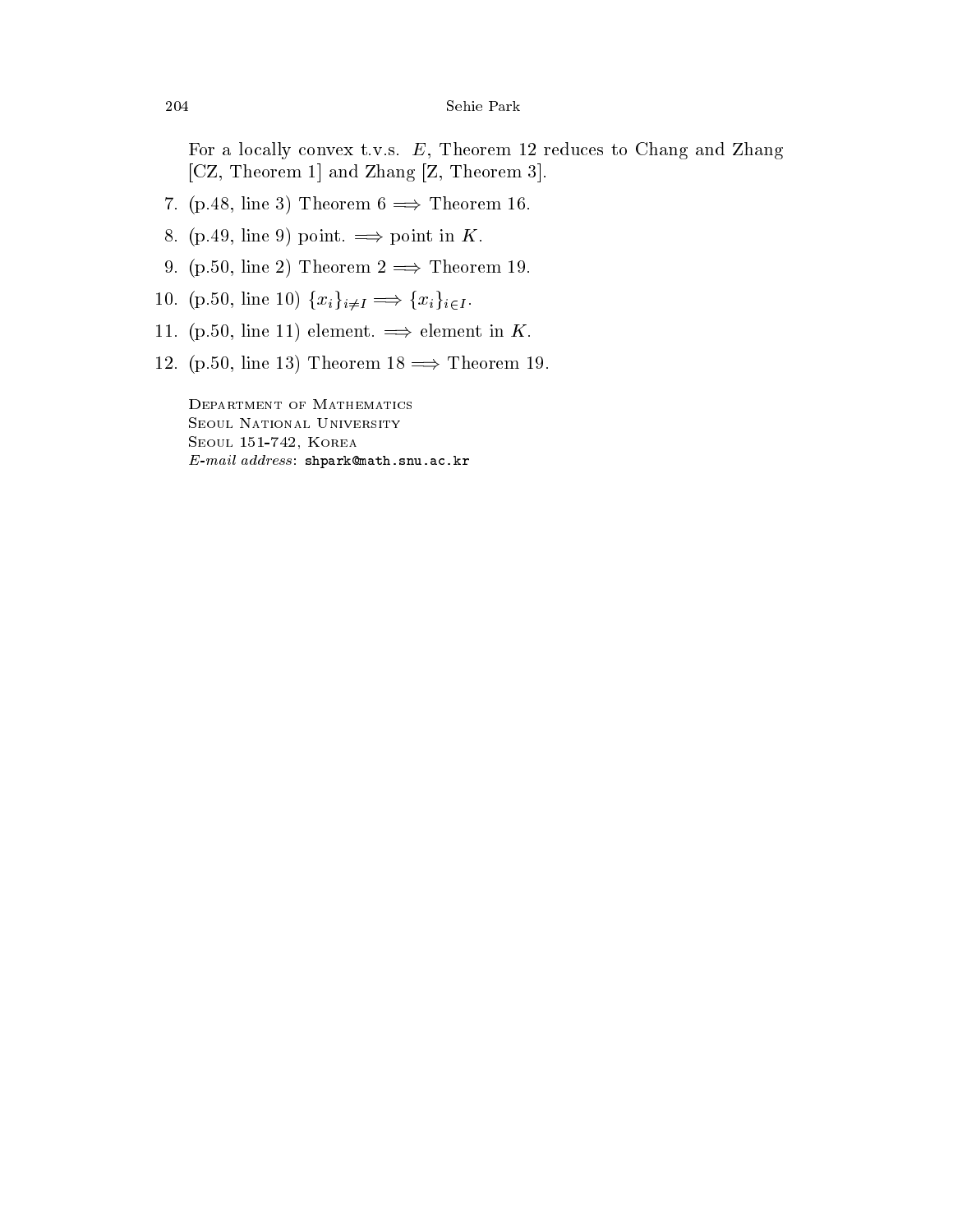For a locally convex t.v.s. $E$, Theorem 12 reduces to Chang and Zhang [CZ, Theorem 1] and Zhang [Z, Theorem 3].

7. (p.48, line 3) Theorem 6 $\Longrightarrow$ Theorem 16.
8. (p.49, line 9) point. $\Longrightarrow$ point in $K$.
9. (p.50, line 2) Theorem 2 $\Longrightarrow$ Theorem 19.
10. (p.50, line 10) $\{x_i\}_{i \neq I} \Longrightarrow \{x_i\}_{i \in I}$.
11. (p.50, line 11) element. $\Longrightarrow$ element in $K$.
12. (p.50, line 13) Theorem 18 $\Longrightarrow$ Theorem 19.

Department of Mathematics
Seoul National University
Seoul 151-742, Korea
*E-mail address*: shpark@math.snu.ac.kr